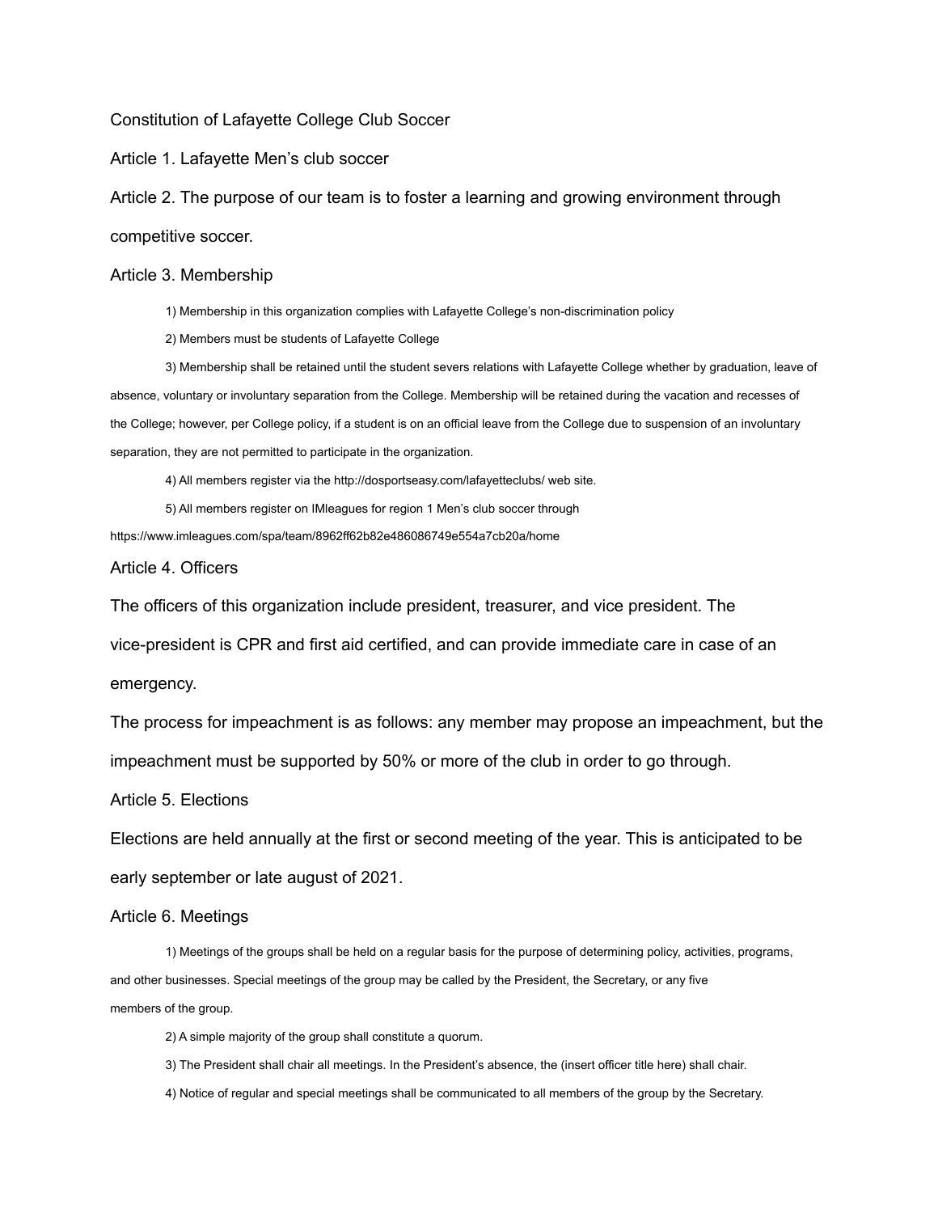# Constitution of Lafayette College Club Soccer

## Article 1. Lafayette Men's club soccer

## Article 2. The purpose of our team is to foster a learning and growing environment through competitive soccer.

## Article 3. Membership

1) Membership in this organization complies with Lafayette College's non-discrimination policy

2) Members must be students of Lafayette College

3) Membership shall be retained until the student severs relations with Lafayette College whether by graduation, leave of absence, voluntary or involuntary separation from the College. Membership will be retained during the vacation and recesses of the College; however, per College policy, if a student is on an official leave from the College due to suspension of an involuntary separation, they are not permitted to participate in the organization.

4) All members register via the http://dosportseasy.com/lafayetteclubs/ web site.

5) All members register on IMleagues for region 1 Men's club soccer through https://www.imleagues.com/spa/team/8962ff62b82e486086749e554a7cb20a/home

## Article 4. Officers

The officers of this organization include president, treasurer, and vice president. The vice-president is CPR and first aid certified, and can provide immediate care in case of an emergency.

The process for impeachment is as follows: any member may propose an impeachment, but the impeachment must be supported by 50% or more of the club in order to go through.

## Article 5. Elections

Elections are held annually at the first or second meeting of the year. This is anticipated to be early september or late august of 2021.

## Article 6. Meetings

1) Meetings of the groups shall be held on a regular basis for the purpose of determining policy, activities, programs, and other businesses. Special meetings of the group may be called by the President, the Secretary, or any five members of the group.

2) A simple majority of the group shall constitute a quorum.

3) The President shall chair all meetings. In the President's absence, the (insert officer title here) shall chair.

4) Notice of regular and special meetings shall be communicated to all members of the group by the Secretary.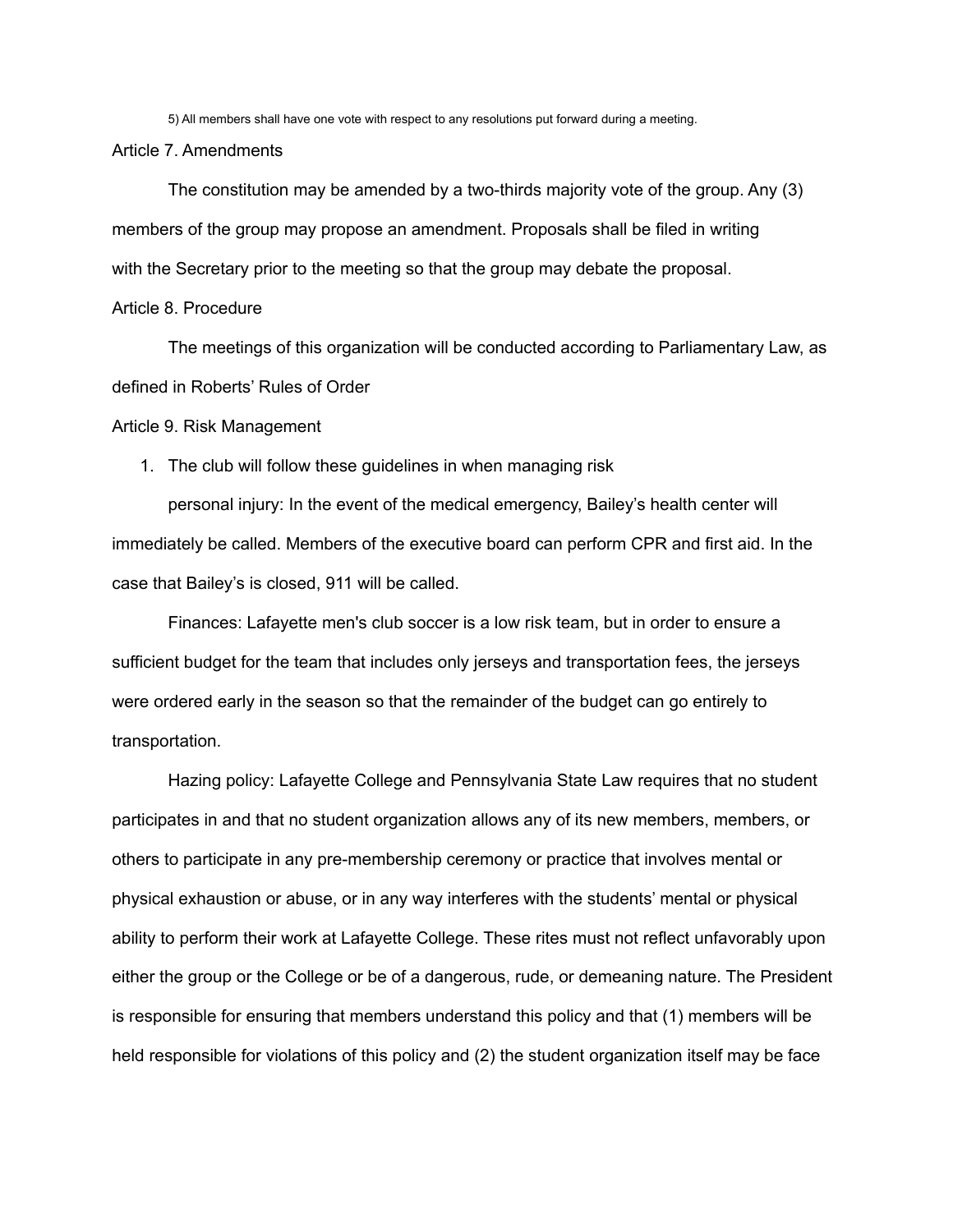5) All members shall have one vote with respect to any resolutions put forward during a meeting.

## Article 7. Amendments

The constitution may be amended by a two-thirds majority vote of the group. Any (3) members of the group may propose an amendment. Proposals shall be filed in writing with the Secretary prior to the meeting so that the group may debate the proposal.

## Article 8. Procedure

The meetings of this organization will be conducted according to Parliamentary Law, as defined in Roberts' Rules of Order

## Article 9. Risk Management

1. The club will follow these guidelines in when managing risk

personal injury: In the event of the medical emergency, Bailey's health center will immediately be called. Members of the executive board can perform CPR and first aid. In the case that Bailey's is closed, 911 will be called.

Finances: Lafayette men's club soccer is a low risk team, but in order to ensure a sufficient budget for the team that includes only jerseys and transportation fees, the jerseys were ordered early in the season so that the remainder of the budget can go entirely to transportation.

Hazing policy: Lafayette College and Pennsylvania State Law requires that no student participates in and that no student organization allows any of its new members, members, or others to participate in any pre-membership ceremony or practice that involves mental or physical exhaustion or abuse, or in any way interferes with the students' mental or physical ability to perform their work at Lafayette College. These rites must not reflect unfavorably upon either the group or the College or be of a dangerous, rude, or demeaning nature. The President is responsible for ensuring that members understand this policy and that (1) members will be held responsible for violations of this policy and (2) the student organization itself may be face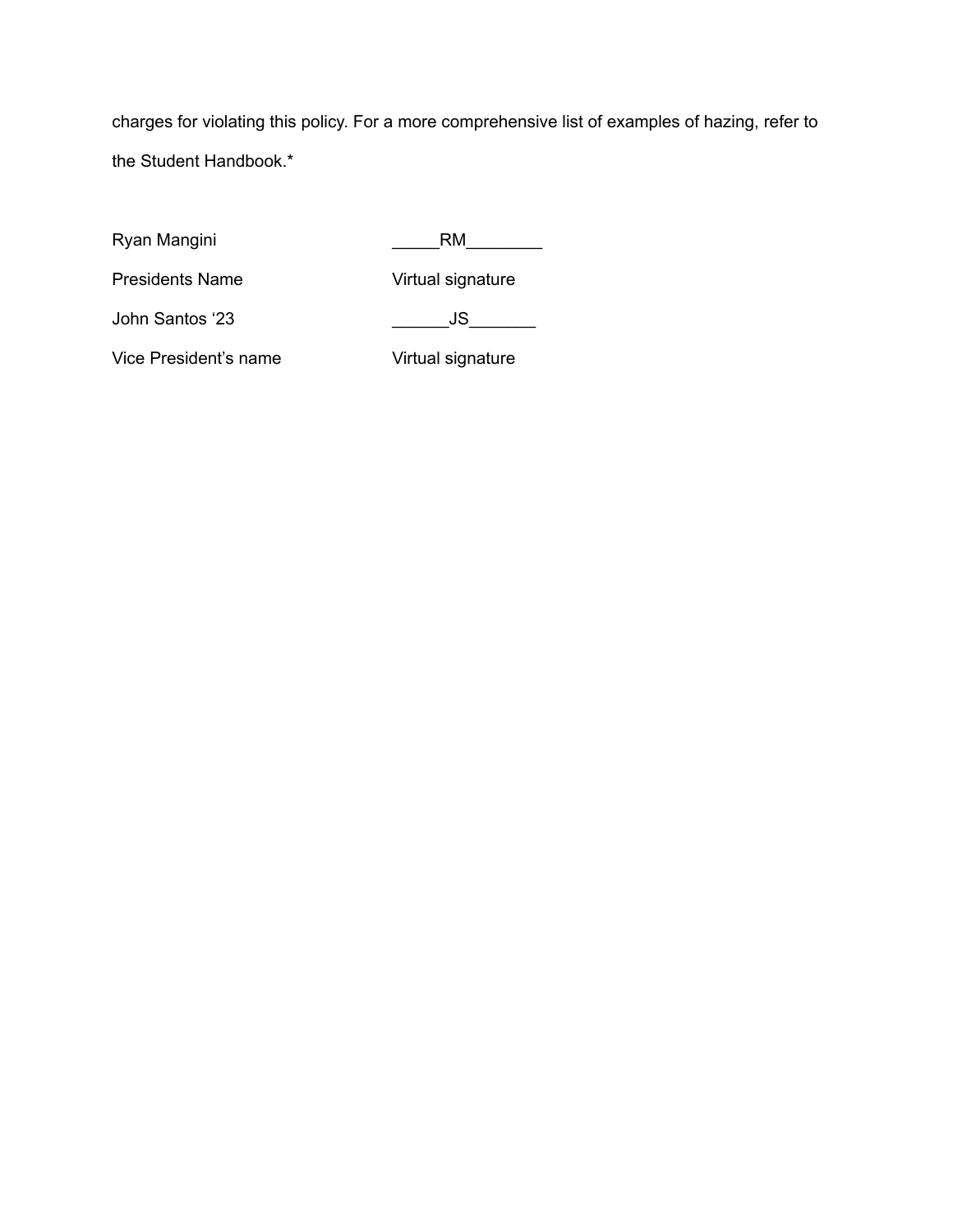charges for violating this policy. For a more comprehensive list of examples of hazing, refer to the Student Handbook.*

| | |
|---|---|
| Ryan Mangini | _____RM________ |
| Presidents Name | Virtual signature |
| John Santos ‘23 | ______JS_______ |
| Vice President’s name | Virtual signature |